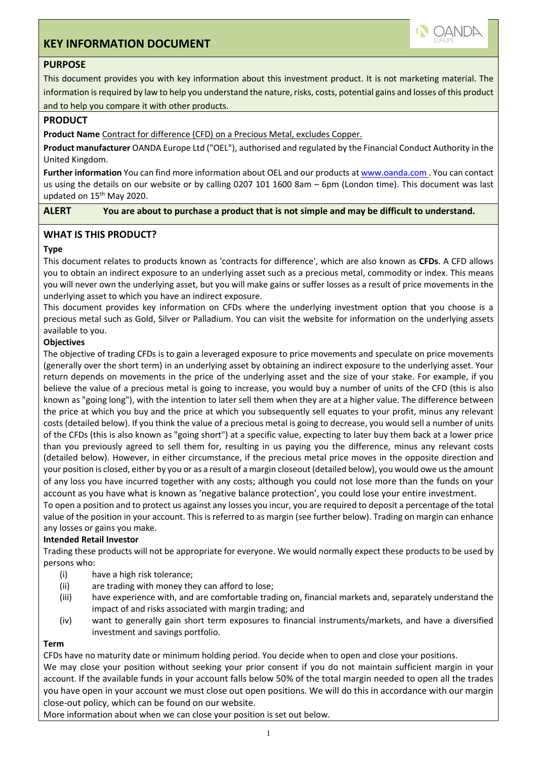# KEY INFORMATION DOCUMENT

## PURPOSE

This document provides you with key information about this investment product. It is not marketing material. The information is required by law to help you understand the nature, risks, costs, potential gains and losses of this product and to help you compare it with other products.

## PRODUCT

**Product Name** Contract for difference (CFD) on a Precious Metal, excludes Copper.

**Product manufacturer** OANDA Europe Ltd ("OEL"), authorised and regulated by the Financial Conduct Authority in the United Kingdom.

**Further information** You can find more information about OEL and our products at www.oanda.com . You can contact us using the details on our website or by calling 0207 101 1600 8am – 6pm (London time). This document was last updated on 15th May 2020.

**ALERT** **You are about to purchase a product that is not simple and may be difficult to understand.**

## WHAT IS THIS PRODUCT?

**Type**

This document relates to products known as 'contracts for difference', which are also known as **CFDs**. A CFD allows you to obtain an indirect exposure to an underlying asset such as a precious metal, commodity or index. This means you will never own the underlying asset, but you will make gains or suffer losses as a result of price movements in the underlying asset to which you have an indirect exposure.

This document provides key information on CFDs where the underlying investment option that you choose is a precious metal such as Gold, Silver or Palladium. You can visit the website for information on the underlying assets available to you.

**Objectives**

The objective of trading CFDs is to gain a leveraged exposure to price movements and speculate on price movements (generally over the short term) in an underlying asset by obtaining an indirect exposure to the underlying asset. Your return depends on movements in the price of the underlying asset and the size of your stake. For example, if you believe the value of a precious metal is going to increase, you would buy a number of units of the CFD (this is also known as "going long"), with the intention to later sell them when they are at a higher value. The difference between the price at which you buy and the price at which you subsequently sell equates to your profit, minus any relevant costs (detailed below). If you think the value of a precious metal is going to decrease, you would sell a number of units of the CFDs (this is also known as "going short") at a specific value, expecting to later buy them back at a lower price than you previously agreed to sell them for, resulting in us paying you the difference, minus any relevant costs (detailed below). However, in either circumstance, if the precious metal price moves in the opposite direction and your position is closed, either by you or as a result of a margin closeout (detailed below), you would owe us the amount of any loss you have incurred together with any costs; although you could not lose more than the funds on your account as you have what is known as 'negative balance protection', you could lose your entire investment.

To open a position and to protect us against any losses you incur, you are required to deposit a percentage of the total value of the position in your account. This is referred to as margin (see further below). Trading on margin can enhance any losses or gains you make.

**Intended Retail Investor**

Trading these products will not be appropriate for everyone. We would normally expect these products to be used by persons who:

(i) have a high risk tolerance;
(ii) are trading with money they can afford to lose;
(iii) have experience with, and are comfortable trading on, financial markets and, separately understand the impact of and risks associated with margin trading; and
(iv) want to generally gain short term exposures to financial instruments/markets, and have a diversified investment and savings portfolio.

**Term**

CFDs have no maturity date or minimum holding period. You decide when to open and close your positions.

We may close your position without seeking your prior consent if you do not maintain sufficient margin in your account. If the available funds in your account falls below 50% of the total margin needed to open all the trades you have open in your account we must close out open positions. We will do this in accordance with our margin close-out policy, which can be found on our website.

More information about when we can close your position is set out below.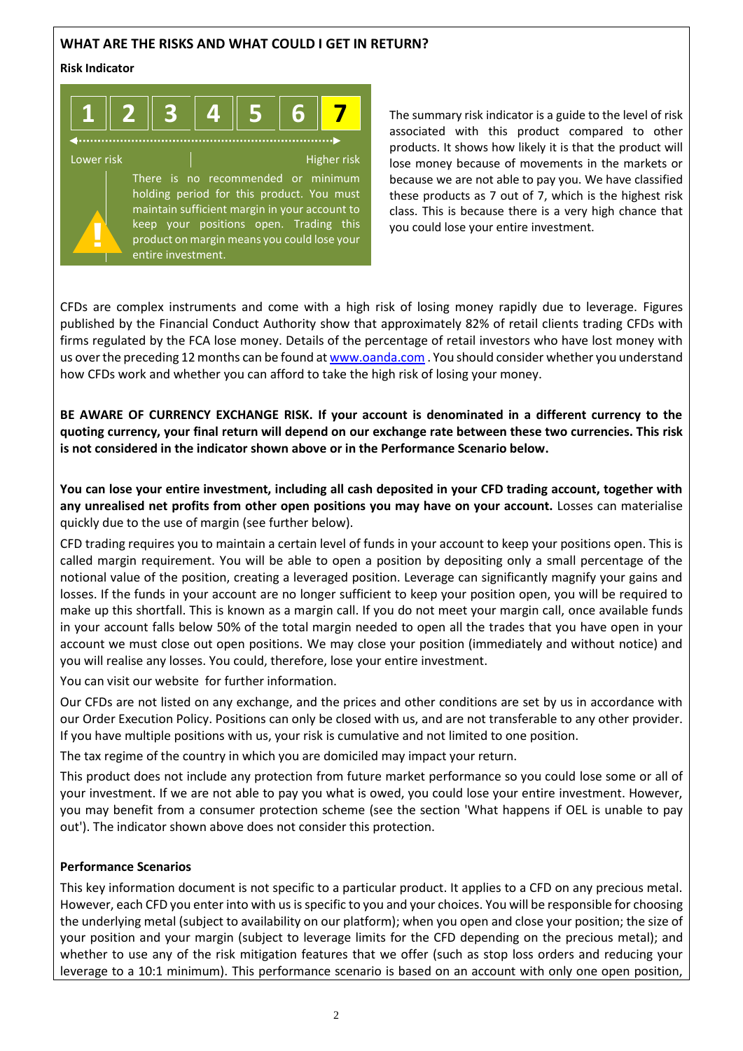## WHAT ARE THE RISKS AND WHAT COULD I GET IN RETURN?

**Risk Indicator**

| 1 | 2 | 3 | 4 | 5 | 6 | **7** |
|---|---|---|---|---|---|---|

Lower risk — Higher risk

There is no recommended or minimum holding period for this product. You must maintain sufficient margin in your account to keep your positions open. Trading this product on margin means you could lose your entire investment.

The summary risk indicator is a guide to the level of risk associated with this product compared to other products. It shows how likely it is that the product will lose money because of movements in the markets or because we are not able to pay you. We have classified these products as 7 out of 7, which is the highest risk class. This is because there is a very high chance that you could lose your entire investment.

CFDs are complex instruments and come with a high risk of losing money rapidly due to leverage. Figures published by the Financial Conduct Authority show that approximately 82% of retail clients trading CFDs with firms regulated by the FCA lose money. Details of the percentage of retail investors who have lost money with us over the preceding 12 months can be found at www.oanda.com . You should consider whether you understand how CFDs work and whether you can afford to take the high risk of losing your money.

**BE AWARE OF CURRENCY EXCHANGE RISK. If your account is denominated in a different currency to the quoting currency, your final return will depend on our exchange rate between these two currencies. This risk is not considered in the indicator shown above or in the Performance Scenario below.**

**You can lose your entire investment, including all cash deposited in your CFD trading account, together with any unrealised net profits from other open positions you may have on your account.** Losses can materialise quickly due to the use of margin (see further below).

CFD trading requires you to maintain a certain level of funds in your account to keep your positions open. This is called margin requirement. You will be able to open a position by depositing only a small percentage of the notional value of the position, creating a leveraged position. Leverage can significantly magnify your gains and losses. If the funds in your account are no longer sufficient to keep your position open, you will be required to make up this shortfall. This is known as a margin call. If you do not meet your margin call, once available funds in your account falls below 50% of the total margin needed to open all the trades that you have open in your account we must close out open positions. We may close your position (immediately and without notice) and you will realise any losses. You could, therefore, lose your entire investment.

You can visit our website for further information.

Our CFDs are not listed on any exchange, and the prices and other conditions are set by us in accordance with our Order Execution Policy. Positions can only be closed with us, and are not transferable to any other provider. If you have multiple positions with us, your risk is cumulative and not limited to one position.

The tax regime of the country in which you are domiciled may impact your return.

This product does not include any protection from future market performance so you could lose some or all of your investment. If we are not able to pay you what is owed, you could lose your entire investment. However, you may benefit from a consumer protection scheme (see the section 'What happens if OEL is unable to pay out'). The indicator shown above does not consider this protection.

**Performance Scenarios**

This key information document is not specific to a particular product. It applies to a CFD on any precious metal. However, each CFD you enter into with us is specific to you and your choices. You will be responsible for choosing the underlying metal (subject to availability on our platform); when you open and close your position; the size of your position and your margin (subject to leverage limits for the CFD depending on the precious metal); and whether to use any of the risk mitigation features that we offer (such as stop loss orders and reducing your leverage to a 10:1 minimum). This performance scenario is based on an account with only one open position,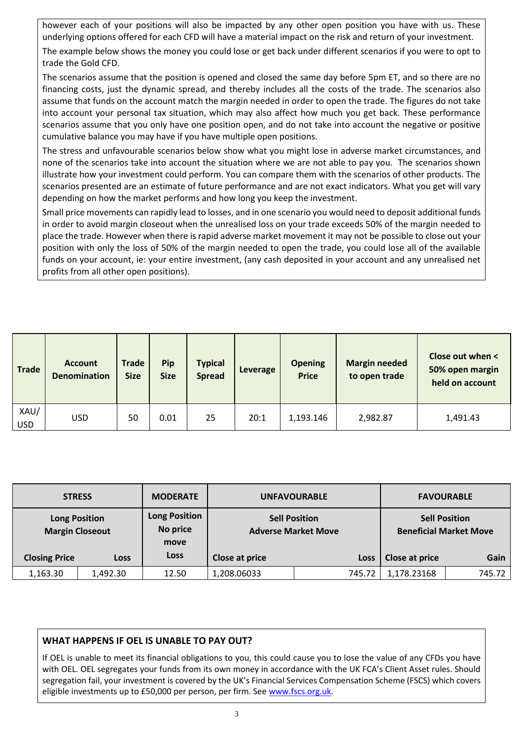however each of your positions will also be impacted by any other open position you have with us. These underlying options offered for each CFD will have a material impact on the risk and return of your investment.

The example below shows the money you could lose or get back under different scenarios if you were to opt to trade the Gold CFD.

The scenarios assume that the position is opened and closed the same day before 5pm ET, and so there are no financing costs, just the dynamic spread, and thereby includes all the costs of the trade. The scenarios also assume that funds on the account match the margin needed in order to open the trade. The figures do not take into account your personal tax situation, which may also affect how much you get back. These performance scenarios assume that you only have one position open, and do not take into account the negative or positive cumulative balance you may have if you have multiple open positions.

The stress and unfavourable scenarios below show what you might lose in adverse market circumstances, and none of the scenarios take into account the situation where we are not able to pay you. The scenarios shown illustrate how your investment could perform. You can compare them with the scenarios of other products. The scenarios presented are an estimate of future performance and are not exact indicators. What you get will vary depending on how the market performs and how long you keep the investment.

Small price movements can rapidly lead to losses, and in one scenario you would need to deposit additional funds in order to avoid margin closeout when the unrealised loss on your trade exceeds 50% of the margin needed to place the trade. However when there is rapid adverse market movement it may not be possible to close out your position with only the loss of 50% of the margin needed to open the trade, you could lose all of the available funds on your account, ie: your entire investment, (any cash deposited in your account and any unrealised net profits from all other open positions).

| Trade | Account Denomination | Trade Size | Pip Size | Typical Spread | Leverage | Opening Price | Margin needed to open trade | Close out when < 50% open margin held on account |
|---|---|---|---|---|---|---|---|---|
| XAU/USD | USD | 50 | 0.01 | 25 | 20:1 | 1,193.146 | 2,982.87 | 1,491.43 |

| STRESS | | MODERATE | UNFAVOURABLE | | FAVOURABLE | |
|---|---|---|---|---|---|---|
| Long Position Margin Closeout | | Long Position No price move | Sell Position Adverse Market Move | | Sell Position Beneficial Market Move | |
| Closing Price | Loss | Loss | Close at price | Loss | Close at price | Gain |
| 1,163.30 | 1,492.30 | 12.50 | 1,208.06033 | 745.72 | 1,178.23168 | 745.72 |

## WHAT HAPPENS IF OEL IS UNABLE TO PAY OUT?

If OEL is unable to meet its financial obligations to you, this could cause you to lose the value of any CFDs you have with OEL. OEL segregates your funds from its own money in accordance with the UK FCA's Client Asset rules. Should segregation fail, your investment is covered by the UK's Financial Services Compensation Scheme (FSCS) which covers eligible investments up to £50,000 per person, per firm. See [www.fscs.org.uk](http://www.fscs.org.uk).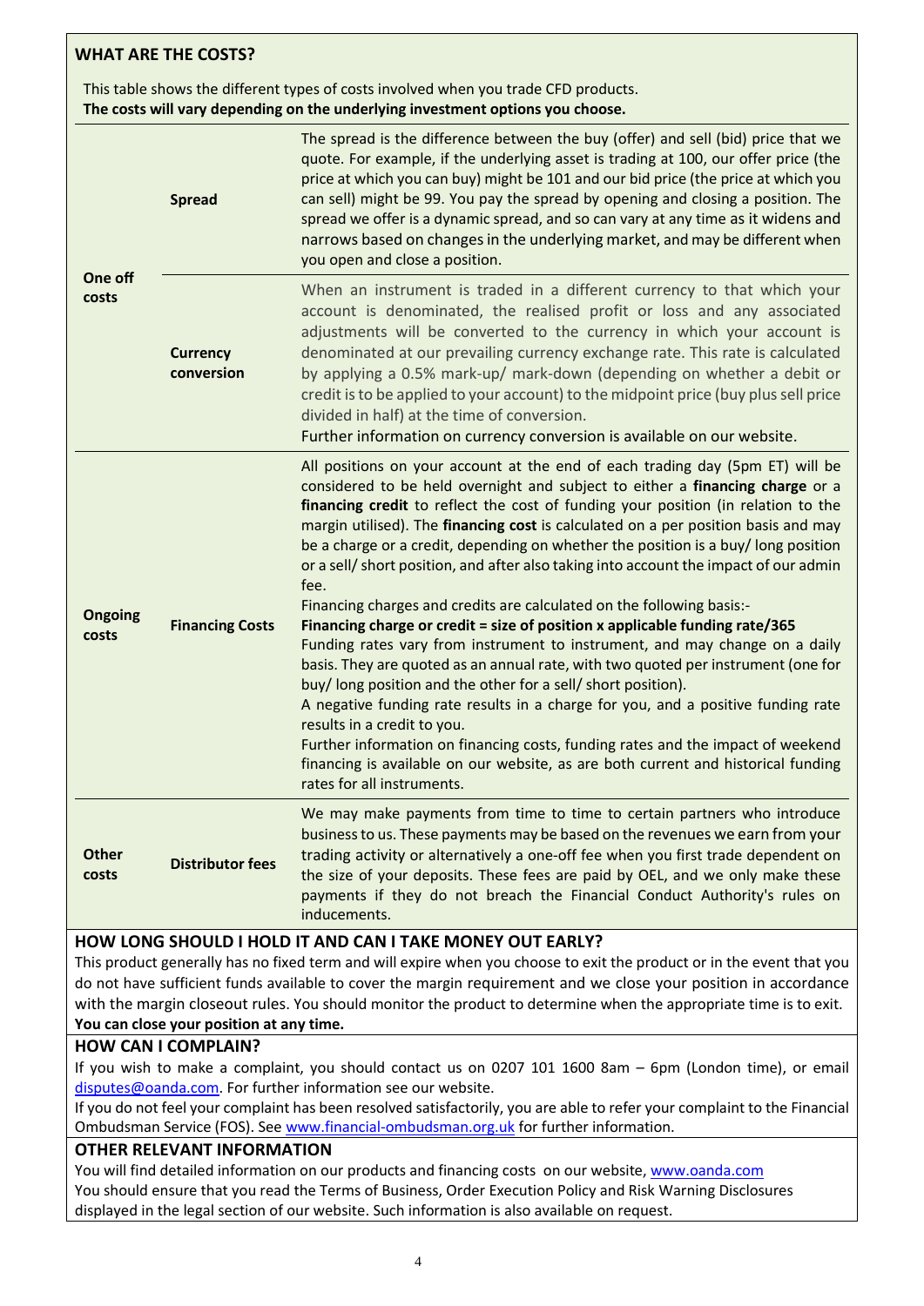## WHAT ARE THE COSTS?

This table shows the different types of costs involved when you trade CFD products.
**The costs will vary depending on the underlying investment options you choose.**

| | | |
|---|---|---|
| **One off costs** | **Spread** | The spread is the difference between the buy (offer) and sell (bid) price that we quote. For example, if the underlying asset is trading at 100, our offer price (the price at which you can buy) might be 101 and our bid price (the price at which you can sell) might be 99. You pay the spread by opening and closing a position. The spread we offer is a dynamic spread, and so can vary at any time as it widens and narrows based on changes in the underlying market, and may be different when you open and close a position. |
| | **Currency conversion** | When an instrument is traded in a different currency to that which your account is denominated, the realised profit or loss and any associated adjustments will be converted to the currency in which your account is denominated at our prevailing currency exchange rate. This rate is calculated by applying a 0.5% mark-up/ mark-down (depending on whether a debit or credit is to be applied to your account) to the midpoint price (buy plus sell price divided in half) at the time of conversion.<br>Further information on currency conversion is available on our website. |
| **Ongoing costs** | **Financing Costs** | All positions on your account at the end of each trading day (5pm ET) will be considered to be held overnight and subject to either a **financing charge** or a **financing credit** to reflect the cost of funding your position (in relation to the margin utilised). The **financing cost** is calculated on a per position basis and may be a charge or a credit, depending on whether the position is a buy/ long position or a sell/ short position, and after also taking into account the impact of our admin fee.<br>Financing charges and credits are calculated on the following basis:-<br>**Financing charge or credit = size of position x applicable funding rate/365**<br>Funding rates vary from instrument to instrument, and may change on a daily basis. They are quoted as an annual rate, with two quoted per instrument (one for buy/ long position and the other for a sell/ short position).<br>A negative funding rate results in a charge for you, and a positive funding rate results in a credit to you.<br>Further information on financing costs, funding rates and the impact of weekend financing is available on our website, as are both current and historical funding rates for all instruments. |
| **Other costs** | **Distributor fees** | We may make payments from time to time to certain partners who introduce business to us. These payments may be based on the revenues we earn from your trading activity or alternatively a one-off fee when you first trade dependent on the size of your deposits. These fees are paid by OEL, and we only make these payments if they do not breach the Financial Conduct Authority's rules on inducements. |

## HOW LONG SHOULD I HOLD IT AND CAN I TAKE MONEY OUT EARLY?

This product generally has no fixed term and will expire when you choose to exit the product or in the event that you do not have sufficient funds available to cover the margin requirement and we close your position in accordance with the margin closeout rules. You should monitor the product to determine when the appropriate time is to exit.
**You can close your position at any time.**

## HOW CAN I COMPLAIN?

If you wish to make a complaint, you should contact us on 0207 101 1600 8am – 6pm (London time), or email disputes@oanda.com. For further information see our website.
If you do not feel your complaint has been resolved satisfactorily, you are able to refer your complaint to the Financial Ombudsman Service (FOS). See www.financial-ombudsman.org.uk for further information.

## OTHER RELEVANT INFORMATION

You will find detailed information on our products and financing costs on our website, www.oanda.com
You should ensure that you read the Terms of Business, Order Execution Policy and Risk Warning Disclosures displayed in the legal section of our website. Such information is also available on request.